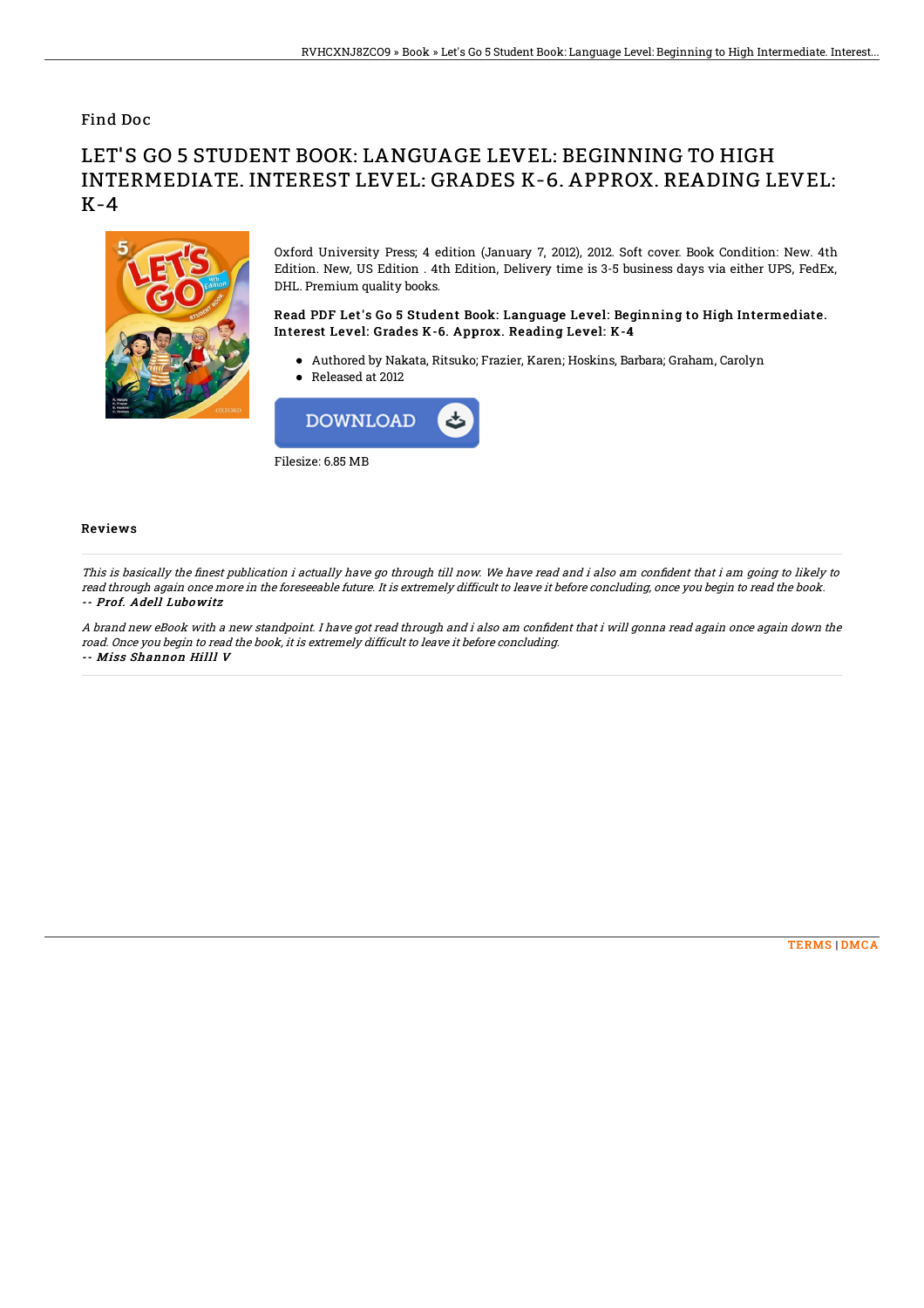Find Doc

# LET'S GO 5 STUDENT BOOK: LANGUAGE LEVEL: BEGINNING TO HIGH INTERMEDIATE. INTEREST LEVEL: GRADES K-6. APPROX. READING LEVEL: K-4

Oxford University Press; 4 edition (January 7, 2012), 2012. Soft cover. Book Condition: New. 4th Edition. New, US Edition . 4th Edition, Delivery time is 3-5 business days via either UPS, FedEx, DHL. Premium quality books.

### Read PDF Let's Go 5 Student Book: Language Level: Beginning to High Intermediate. Interest Level: Grades K-6. Approx. Reading Level: K-4

- Authored by Nakata, Ritsuko; Frazier, Karen; Hoskins, Barbara; Graham, Carolyn
- Released at 2012

DOWNLOAD

Filesize: 6.85 MB

## Reviews

*This is basically the finest publication i actually have go through till now. We have read and i also am confident that i am going to likely to read through again once more in the foreseeable future. It is extremely difficult to leave it before concluding, once you begin to read the book.*
*-- Prof. Adell Lubowitz*

*A brand new eBook with a new standpoint. I have got read through and i also am confident that i will gonna read again once again down the road. Once you begin to read the book, it is extremely difficult to leave it before concluding.*
*-- Miss Shannon Hilll V*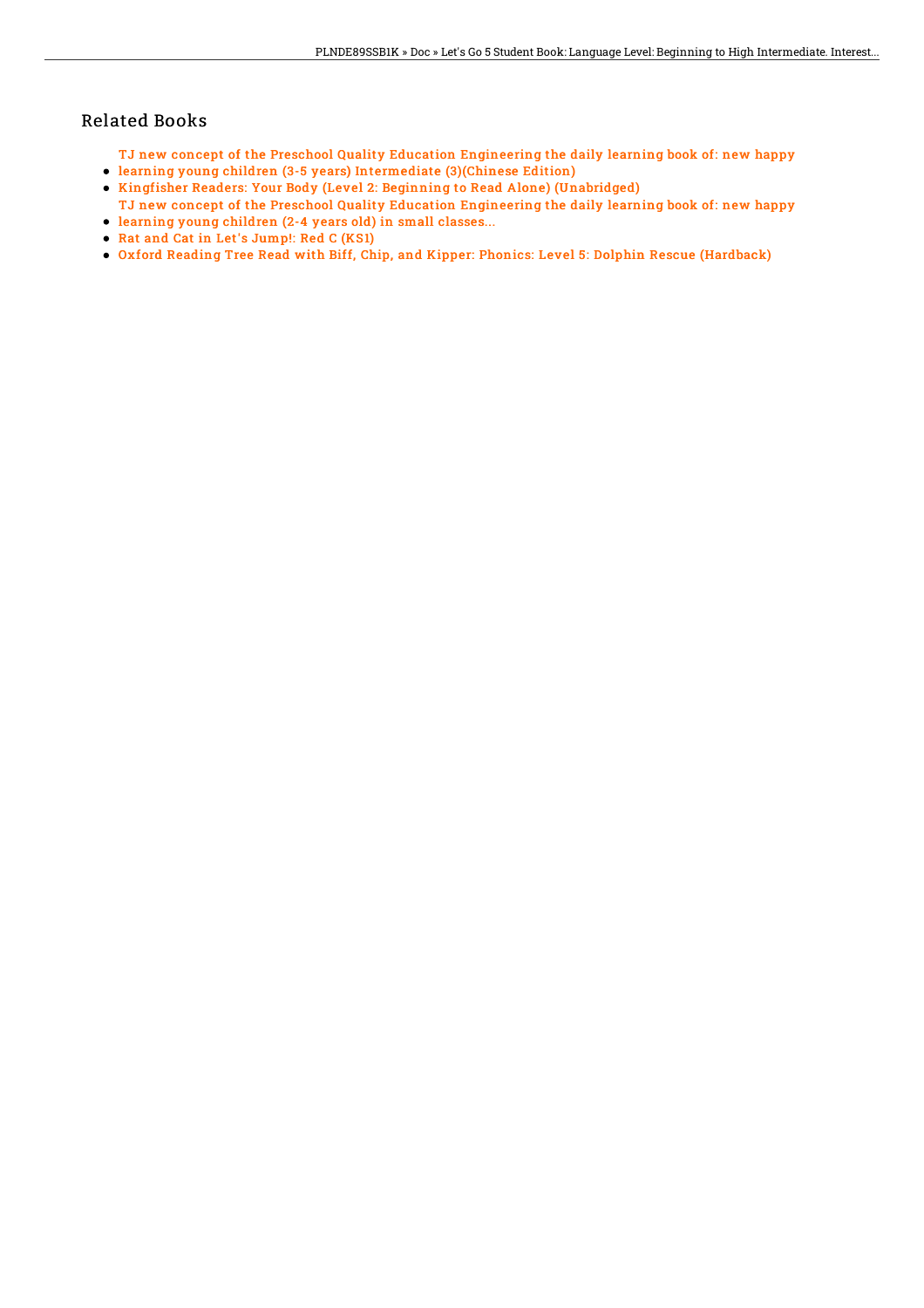## Related Books

- TJ new concept of the Preschool Quality Education Engineering the daily learning book of: new happy learning young children (3-5 years) Intermediate (3)(Chinese Edition)
- Kingfisher Readers: Your Body (Level 2: Beginning to Read Alone) (Unabridged)
- TJ new concept of the Preschool Quality Education Engineering the daily learning book of: new happy learning young children (2-4 years old) in small classes...
- Rat and Cat in Let's Jump!: Red C (KS1)
- Oxford Reading Tree Read with Biff, Chip, and Kipper: Phonics: Level 5: Dolphin Rescue (Hardback)